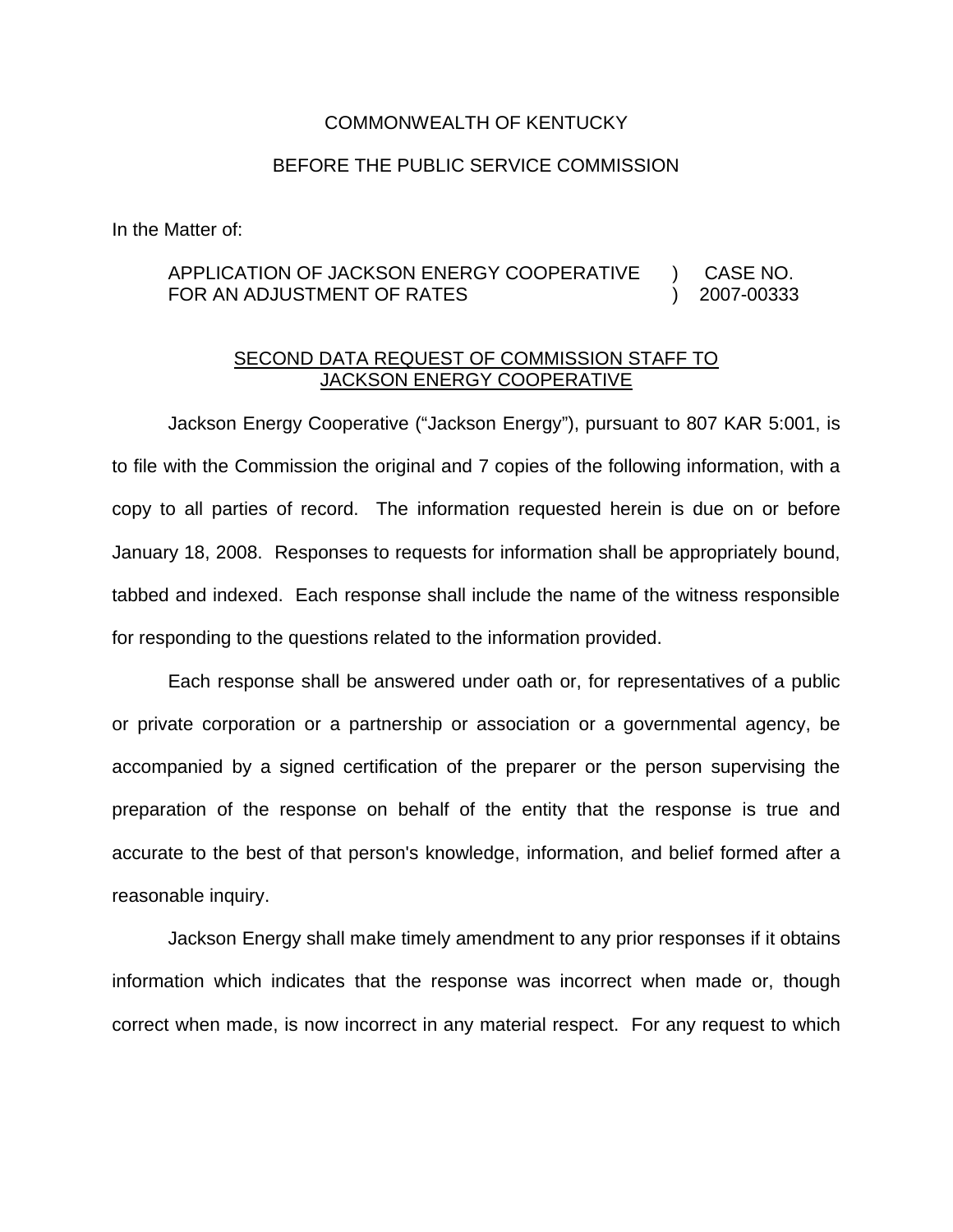COMMONWEALTH OF KENTUCKY

BEFORE THE PUBLIC SERVICE COMMISSION

In the Matter of:

| | | |
|---|---|---|
| APPLICATION OF JACKSON ENERGY COOPERATIVE FOR AN ADJUSTMENT OF RATES | ) ) | CASE NO. 2007-00333 |

<u>SECOND DATA REQUEST OF COMMISSION STAFF TO JACKSON ENERGY COOPERATIVE</u>

Jackson Energy Cooperative ("Jackson Energy"), pursuant to 807 KAR 5:001, is to file with the Commission the original and 7 copies of the following information, with a copy to all parties of record. The information requested herein is due on or before January 18, 2008. Responses to requests for information shall be appropriately bound, tabbed and indexed. Each response shall include the name of the witness responsible for responding to the questions related to the information provided.

Each response shall be answered under oath or, for representatives of a public or private corporation or a partnership or association or a governmental agency, be accompanied by a signed certification of the preparer or the person supervising the preparation of the response on behalf of the entity that the response is true and accurate to the best of that person's knowledge, information, and belief formed after a reasonable inquiry.

Jackson Energy shall make timely amendment to any prior responses if it obtains information which indicates that the response was incorrect when made or, though correct when made, is now incorrect in any material respect. For any request to which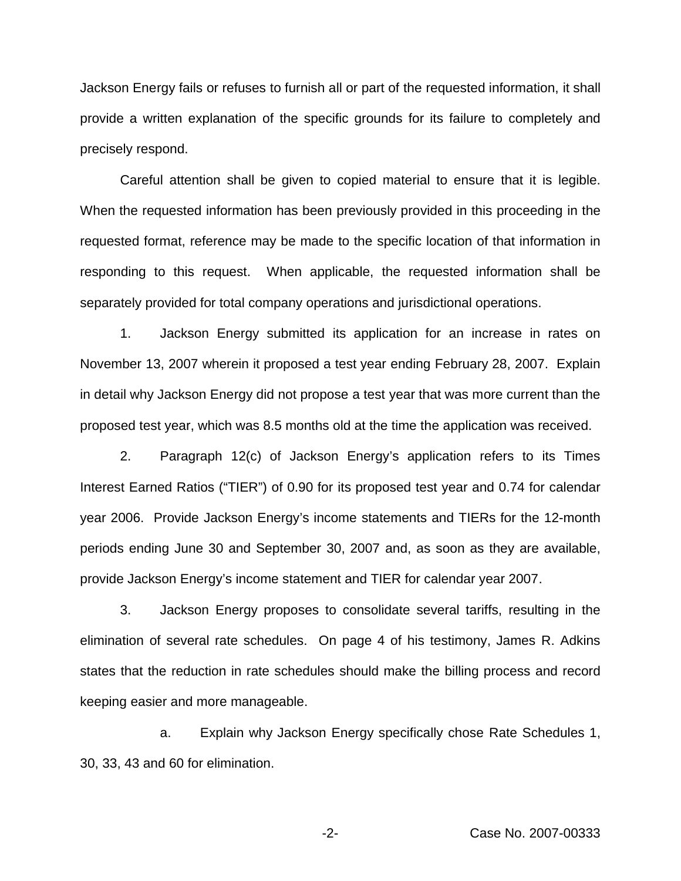Jackson Energy fails or refuses to furnish all or part of the requested information, it shall provide a written explanation of the specific grounds for its failure to completely and precisely respond.

Careful attention shall be given to copied material to ensure that it is legible. When the requested information has been previously provided in this proceeding in the requested format, reference may be made to the specific location of that information in responding to this request. When applicable, the requested information shall be separately provided for total company operations and jurisdictional operations.

1. Jackson Energy submitted its application for an increase in rates on November 13, 2007 wherein it proposed a test year ending February 28, 2007. Explain in detail why Jackson Energy did not propose a test year that was more current than the proposed test year, which was 8.5 months old at the time the application was received.

2. Paragraph 12(c) of Jackson Energy's application refers to its Times Interest Earned Ratios ("TIER") of 0.90 for its proposed test year and 0.74 for calendar year 2006. Provide Jackson Energy's income statements and TIERs for the 12-month periods ending June 30 and September 30, 2007 and, as soon as they are available, provide Jackson Energy's income statement and TIER for calendar year 2007.

3. Jackson Energy proposes to consolidate several tariffs, resulting in the elimination of several rate schedules. On page 4 of his testimony, James R. Adkins states that the reduction in rate schedules should make the billing process and record keeping easier and more manageable.

a. Explain why Jackson Energy specifically chose Rate Schedules 1, 30, 33, 43 and 60 for elimination.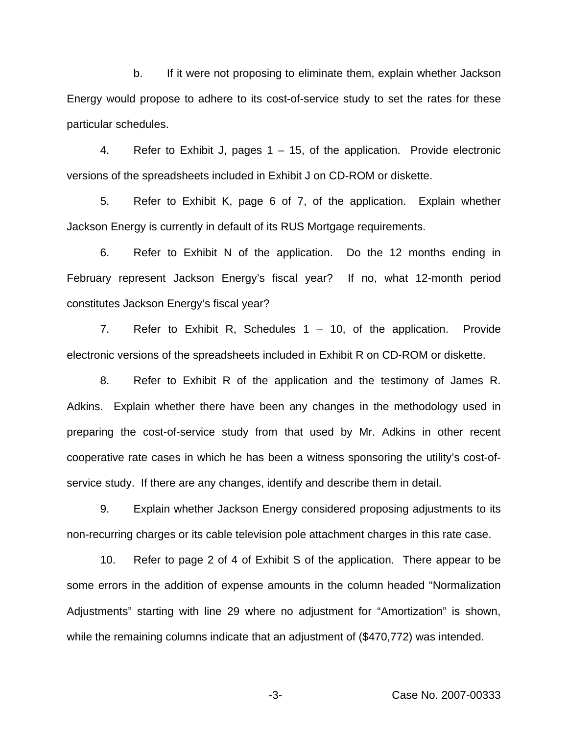b. If it were not proposing to eliminate them, explain whether Jackson Energy would propose to adhere to its cost-of-service study to set the rates for these particular schedules.

4. Refer to Exhibit J, pages 1 – 15, of the application. Provide electronic versions of the spreadsheets included in Exhibit J on CD-ROM or diskette.

5. Refer to Exhibit K, page 6 of 7, of the application. Explain whether Jackson Energy is currently in default of its RUS Mortgage requirements.

6. Refer to Exhibit N of the application. Do the 12 months ending in February represent Jackson Energy's fiscal year? If no, what 12-month period constitutes Jackson Energy's fiscal year?

7. Refer to Exhibit R, Schedules 1 – 10, of the application. Provide electronic versions of the spreadsheets included in Exhibit R on CD-ROM or diskette.

8. Refer to Exhibit R of the application and the testimony of James R. Adkins. Explain whether there have been any changes in the methodology used in preparing the cost-of-service study from that used by Mr. Adkins in other recent cooperative rate cases in which he has been a witness sponsoring the utility's cost-of-service study. If there are any changes, identify and describe them in detail.

9. Explain whether Jackson Energy considered proposing adjustments to its non-recurring charges or its cable television pole attachment charges in this rate case.

10. Refer to page 2 of 4 of Exhibit S of the application. There appear to be some errors in the addition of expense amounts in the column headed "Normalization Adjustments" starting with line 29 where no adjustment for "Amortization" is shown, while the remaining columns indicate that an adjustment of ($470,772) was intended.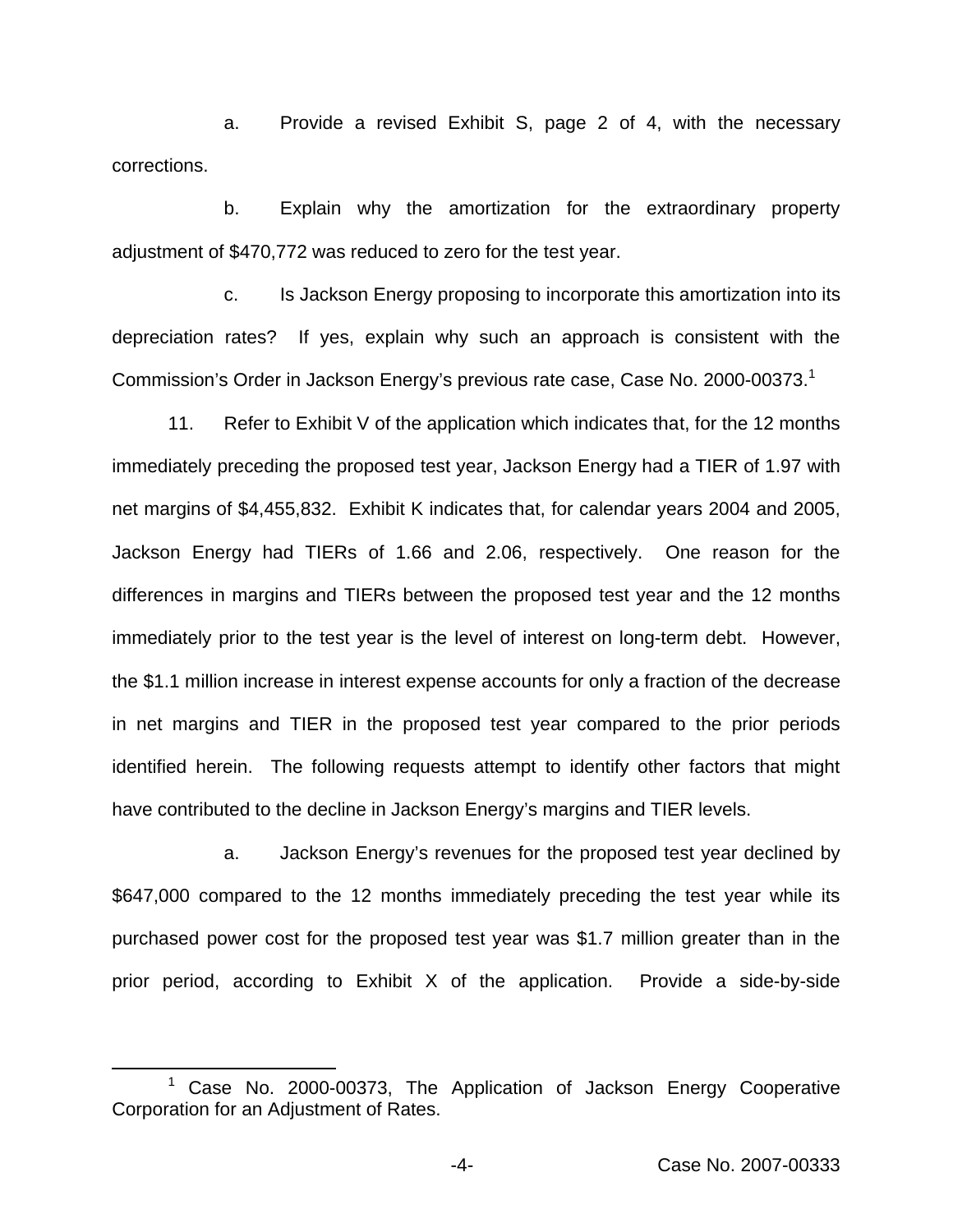a. Provide a revised Exhibit S, page 2 of 4, with the necessary corrections.

b. Explain why the amortization for the extraordinary property adjustment of $470,772 was reduced to zero for the test year.

c. Is Jackson Energy proposing to incorporate this amortization into its depreciation rates? If yes, explain why such an approach is consistent with the Commission's Order in Jackson Energy's previous rate case, Case No. 2000-00373.[1]

11. Refer to Exhibit V of the application which indicates that, for the 12 months immediately preceding the proposed test year, Jackson Energy had a TIER of 1.97 with net margins of $4,455,832. Exhibit K indicates that, for calendar years 2004 and 2005, Jackson Energy had TIERs of 1.66 and 2.06, respectively. One reason for the differences in margins and TIERs between the proposed test year and the 12 months immediately prior to the test year is the level of interest on long-term debt. However, the $1.1 million increase in interest expense accounts for only a fraction of the decrease in net margins and TIER in the proposed test year compared to the prior periods identified herein. The following requests attempt to identify other factors that might have contributed to the decline in Jackson Energy's margins and TIER levels.

a. Jackson Energy's revenues for the proposed test year declined by $647,000 compared to the 12 months immediately preceding the test year while its purchased power cost for the proposed test year was $1.7 million greater than in the prior period, according to Exhibit X of the application. Provide a side-by-side

[1] Case No. 2000-00373, The Application of Jackson Energy Cooperative Corporation for an Adjustment of Rates.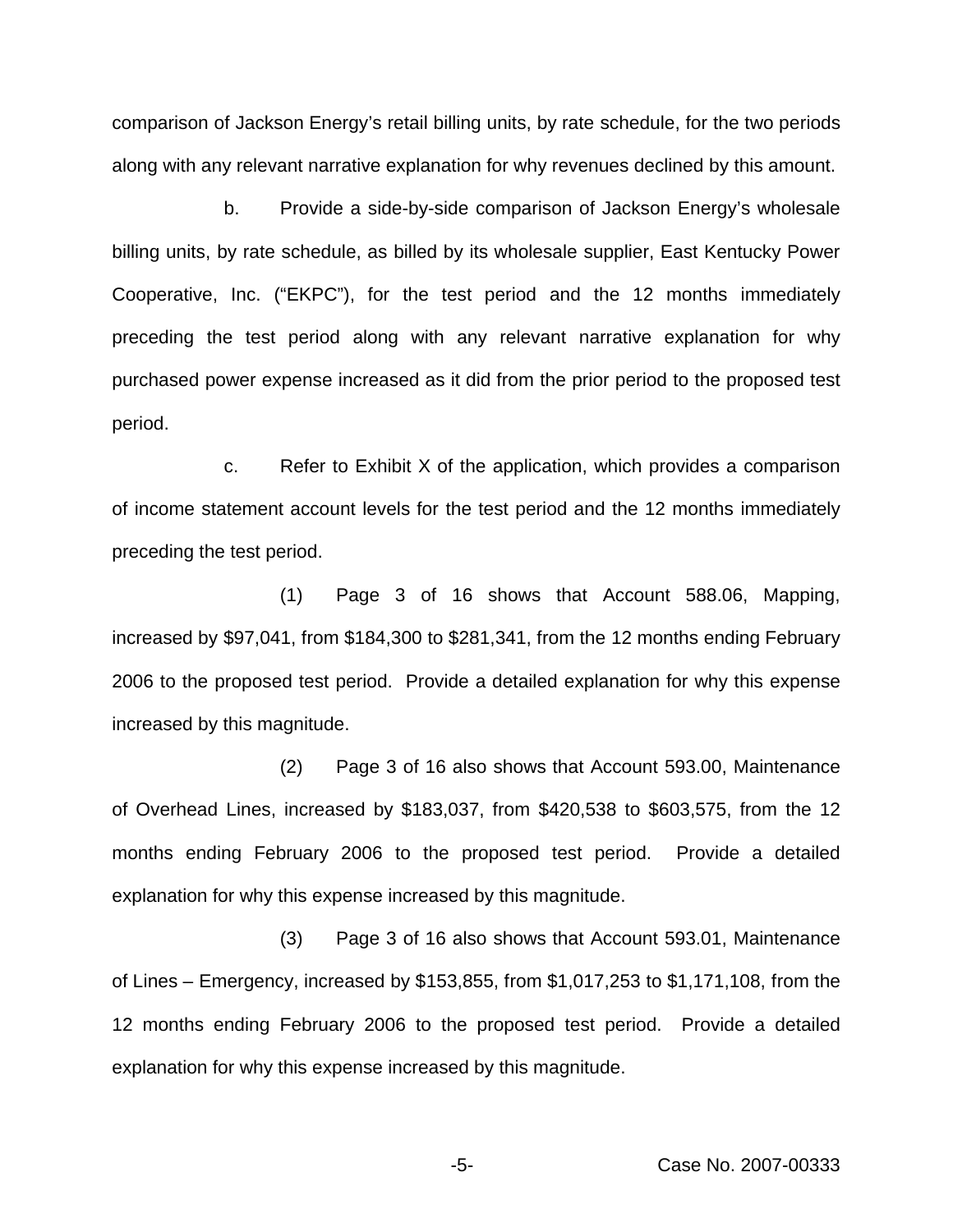comparison of Jackson Energy's retail billing units, by rate schedule, for the two periods along with any relevant narrative explanation for why revenues declined by this amount.

b. Provide a side-by-side comparison of Jackson Energy's wholesale billing units, by rate schedule, as billed by its wholesale supplier, East Kentucky Power Cooperative, Inc. ("EKPC"), for the test period and the 12 months immediately preceding the test period along with any relevant narrative explanation for why purchased power expense increased as it did from the prior period to the proposed test period.

c. Refer to Exhibit X of the application, which provides a comparison of income statement account levels for the test period and the 12 months immediately preceding the test period.

(1) Page 3 of 16 shows that Account 588.06, Mapping, increased by $97,041, from $184,300 to $281,341, from the 12 months ending February 2006 to the proposed test period. Provide a detailed explanation for why this expense increased by this magnitude.

(2) Page 3 of 16 also shows that Account 593.00, Maintenance of Overhead Lines, increased by $183,037, from $420,538 to $603,575, from the 12 months ending February 2006 to the proposed test period. Provide a detailed explanation for why this expense increased by this magnitude.

(3) Page 3 of 16 also shows that Account 593.01, Maintenance of Lines – Emergency, increased by $153,855, from $1,017,253 to $1,171,108, from the 12 months ending February 2006 to the proposed test period. Provide a detailed explanation for why this expense increased by this magnitude.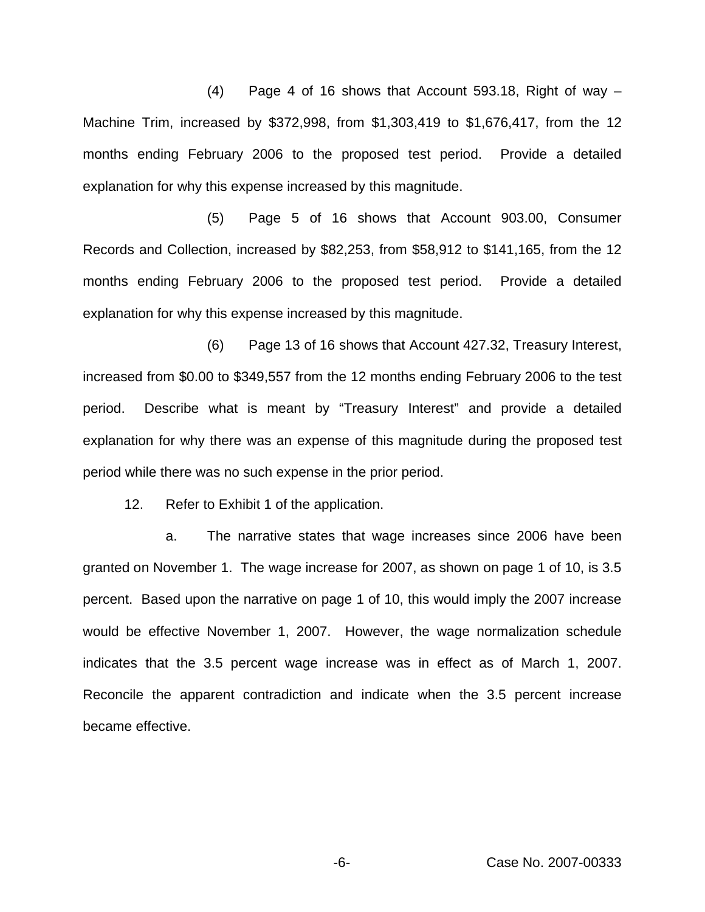(4) Page 4 of 16 shows that Account 593.18, Right of way – Machine Trim, increased by $372,998, from $1,303,419 to $1,676,417, from the 12 months ending February 2006 to the proposed test period. Provide a detailed explanation for why this expense increased by this magnitude.

(5) Page 5 of 16 shows that Account 903.00, Consumer Records and Collection, increased by $82,253, from $58,912 to $141,165, from the 12 months ending February 2006 to the proposed test period. Provide a detailed explanation for why this expense increased by this magnitude.

(6) Page 13 of 16 shows that Account 427.32, Treasury Interest, increased from $0.00 to $349,557 from the 12 months ending February 2006 to the test period. Describe what is meant by "Treasury Interest" and provide a detailed explanation for why there was an expense of this magnitude during the proposed test period while there was no such expense in the prior period.

12. Refer to Exhibit 1 of the application.

a. The narrative states that wage increases since 2006 have been granted on November 1. The wage increase for 2007, as shown on page 1 of 10, is 3.5 percent. Based upon the narrative on page 1 of 10, this would imply the 2007 increase would be effective November 1, 2007. However, the wage normalization schedule indicates that the 3.5 percent wage increase was in effect as of March 1, 2007. Reconcile the apparent contradiction and indicate when the 3.5 percent increase became effective.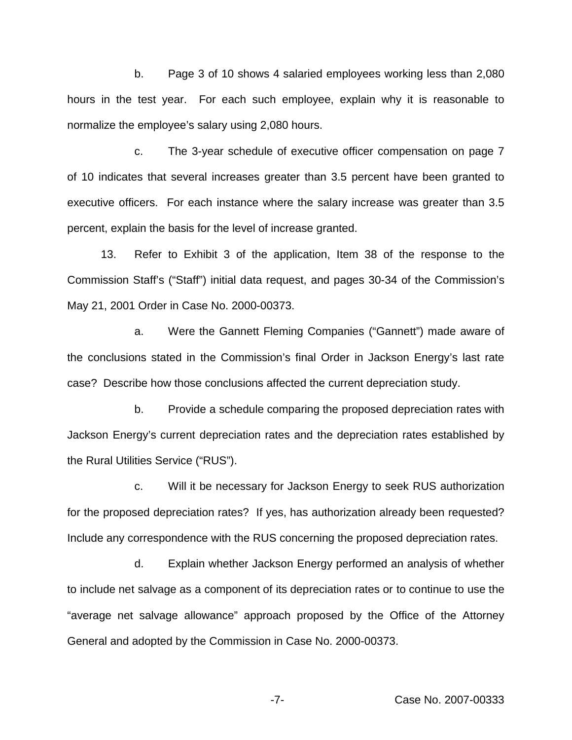b. Page 3 of 10 shows 4 salaried employees working less than 2,080 hours in the test year. For each such employee, explain why it is reasonable to normalize the employee's salary using 2,080 hours.

c. The 3-year schedule of executive officer compensation on page 7 of 10 indicates that several increases greater than 3.5 percent have been granted to executive officers. For each instance where the salary increase was greater than 3.5 percent, explain the basis for the level of increase granted.

13. Refer to Exhibit 3 of the application, Item 38 of the response to the Commission Staff's ("Staff") initial data request, and pages 30-34 of the Commission's May 21, 2001 Order in Case No. 2000-00373.

a. Were the Gannett Fleming Companies ("Gannett") made aware of the conclusions stated in the Commission's final Order in Jackson Energy's last rate case? Describe how those conclusions affected the current depreciation study.

b. Provide a schedule comparing the proposed depreciation rates with Jackson Energy's current depreciation rates and the depreciation rates established by the Rural Utilities Service ("RUS").

c. Will it be necessary for Jackson Energy to seek RUS authorization for the proposed depreciation rates? If yes, has authorization already been requested? Include any correspondence with the RUS concerning the proposed depreciation rates.

d. Explain whether Jackson Energy performed an analysis of whether to include net salvage as a component of its depreciation rates or to continue to use the "average net salvage allowance" approach proposed by the Office of the Attorney General and adopted by the Commission in Case No. 2000-00373.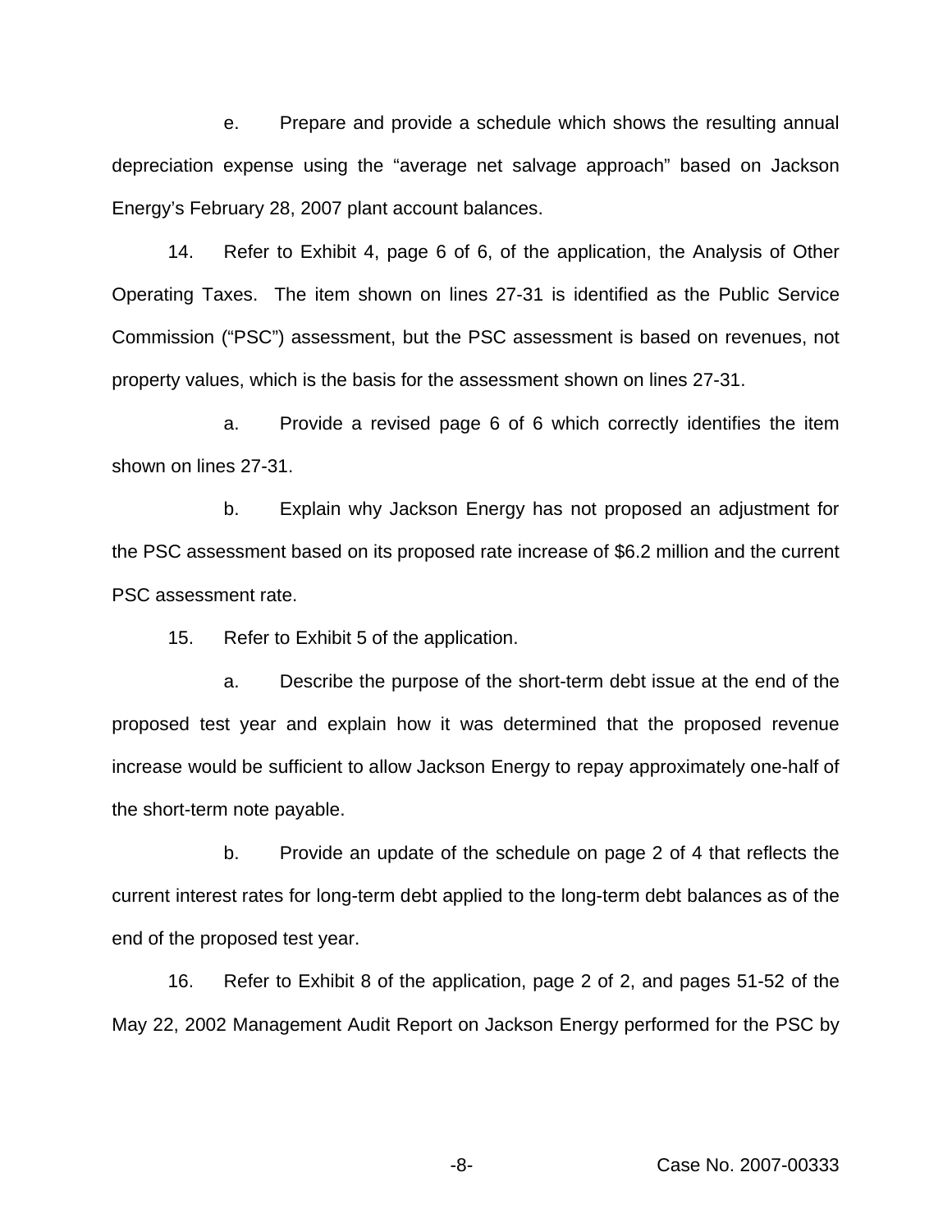e. Prepare and provide a schedule which shows the resulting annual depreciation expense using the "average net salvage approach" based on Jackson Energy's February 28, 2007 plant account balances.

14. Refer to Exhibit 4, page 6 of 6, of the application, the Analysis of Other Operating Taxes. The item shown on lines 27-31 is identified as the Public Service Commission ("PSC") assessment, but the PSC assessment is based on revenues, not property values, which is the basis for the assessment shown on lines 27-31.

a. Provide a revised page 6 of 6 which correctly identifies the item shown on lines 27-31.

b. Explain why Jackson Energy has not proposed an adjustment for the PSC assessment based on its proposed rate increase of $6.2 million and the current PSC assessment rate.

15. Refer to Exhibit 5 of the application.

a. Describe the purpose of the short-term debt issue at the end of the proposed test year and explain how it was determined that the proposed revenue increase would be sufficient to allow Jackson Energy to repay approximately one-half of the short-term note payable.

b. Provide an update of the schedule on page 2 of 4 that reflects the current interest rates for long-term debt applied to the long-term debt balances as of the end of the proposed test year.

16. Refer to Exhibit 8 of the application, page 2 of 2, and pages 51-52 of the May 22, 2002 Management Audit Report on Jackson Energy performed for the PSC by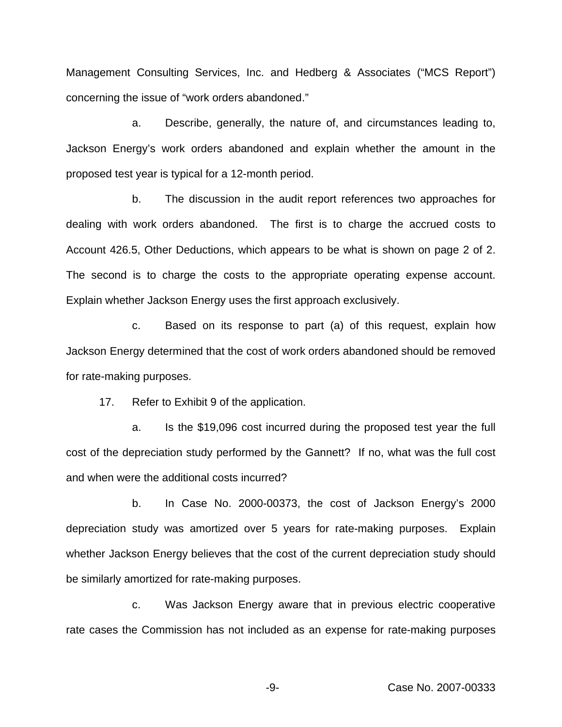Management Consulting Services, Inc. and Hedberg & Associates ("MCS Report") concerning the issue of "work orders abandoned."

a. Describe, generally, the nature of, and circumstances leading to, Jackson Energy's work orders abandoned and explain whether the amount in the proposed test year is typical for a 12-month period.

b. The discussion in the audit report references two approaches for dealing with work orders abandoned. The first is to charge the accrued costs to Account 426.5, Other Deductions, which appears to be what is shown on page 2 of 2. The second is to charge the costs to the appropriate operating expense account. Explain whether Jackson Energy uses the first approach exclusively.

c. Based on its response to part (a) of this request, explain how Jackson Energy determined that the cost of work orders abandoned should be removed for rate-making purposes.

17. Refer to Exhibit 9 of the application.

a. Is the $19,096 cost incurred during the proposed test year the full cost of the depreciation study performed by the Gannett? If no, what was the full cost and when were the additional costs incurred?

b. In Case No. 2000-00373, the cost of Jackson Energy's 2000 depreciation study was amortized over 5 years for rate-making purposes. Explain whether Jackson Energy believes that the cost of the current depreciation study should be similarly amortized for rate-making purposes.

c. Was Jackson Energy aware that in previous electric cooperative rate cases the Commission has not included as an expense for rate-making purposes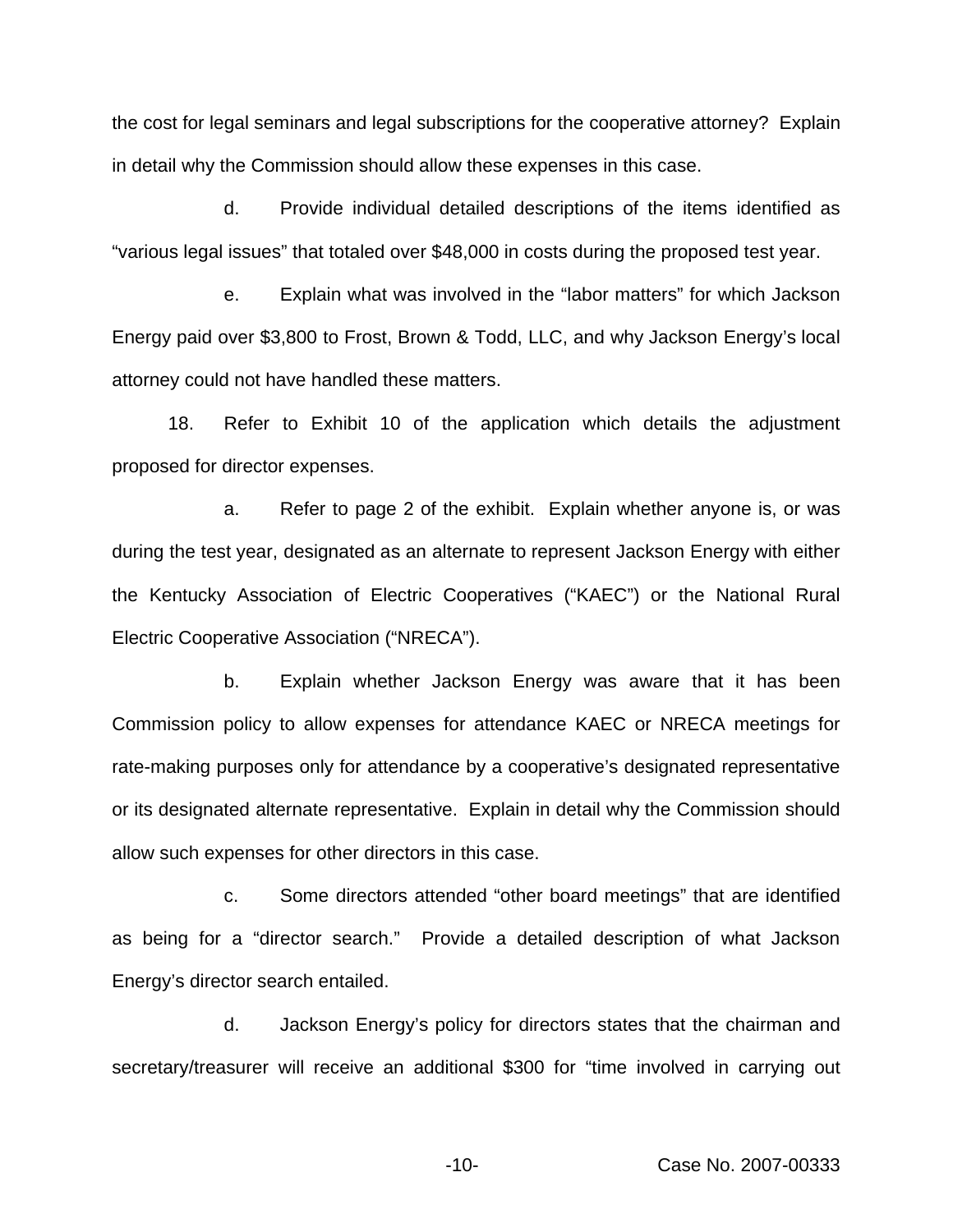the cost for legal seminars and legal subscriptions for the cooperative attorney? Explain in detail why the Commission should allow these expenses in this case.

d. Provide individual detailed descriptions of the items identified as "various legal issues" that totaled over $48,000 in costs during the proposed test year.

e. Explain what was involved in the "labor matters" for which Jackson Energy paid over $3,800 to Frost, Brown & Todd, LLC, and why Jackson Energy's local attorney could not have handled these matters.

18. Refer to Exhibit 10 of the application which details the adjustment proposed for director expenses.

a. Refer to page 2 of the exhibit. Explain whether anyone is, or was during the test year, designated as an alternate to represent Jackson Energy with either the Kentucky Association of Electric Cooperatives ("KAEC") or the National Rural Electric Cooperative Association ("NRECA").

b. Explain whether Jackson Energy was aware that it has been Commission policy to allow expenses for attendance KAEC or NRECA meetings for rate-making purposes only for attendance by a cooperative's designated representative or its designated alternate representative. Explain in detail why the Commission should allow such expenses for other directors in this case.

c. Some directors attended "other board meetings" that are identified as being for a "director search." Provide a detailed description of what Jackson Energy's director search entailed.

d. Jackson Energy's policy for directors states that the chairman and secretary/treasurer will receive an additional $300 for "time involved in carrying out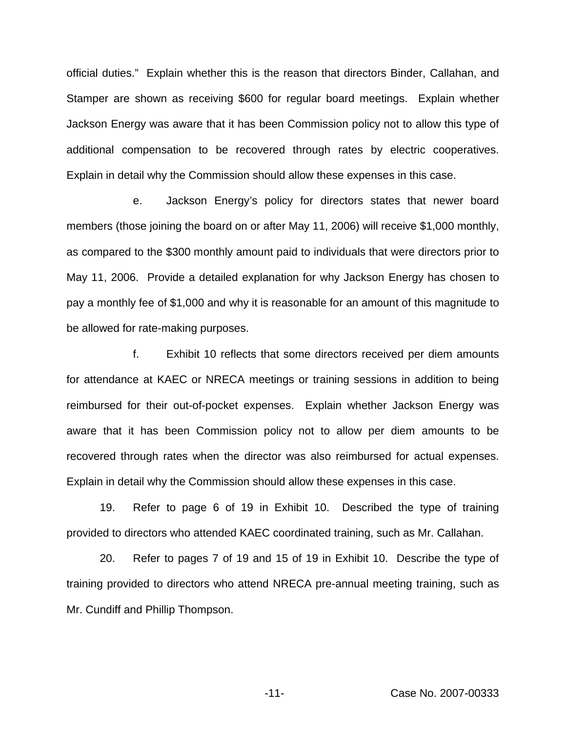official duties." Explain whether this is the reason that directors Binder, Callahan, and Stamper are shown as receiving $600 for regular board meetings. Explain whether Jackson Energy was aware that it has been Commission policy not to allow this type of additional compensation to be recovered through rates by electric cooperatives. Explain in detail why the Commission should allow these expenses in this case.

e. Jackson Energy's policy for directors states that newer board members (those joining the board on or after May 11, 2006) will receive $1,000 monthly, as compared to the $300 monthly amount paid to individuals that were directors prior to May 11, 2006. Provide a detailed explanation for why Jackson Energy has chosen to pay a monthly fee of $1,000 and why it is reasonable for an amount of this magnitude to be allowed for rate-making purposes.

f. Exhibit 10 reflects that some directors received per diem amounts for attendance at KAEC or NRECA meetings or training sessions in addition to being reimbursed for their out-of-pocket expenses. Explain whether Jackson Energy was aware that it has been Commission policy not to allow per diem amounts to be recovered through rates when the director was also reimbursed for actual expenses. Explain in detail why the Commission should allow these expenses in this case.

19. Refer to page 6 of 19 in Exhibit 10. Described the type of training provided to directors who attended KAEC coordinated training, such as Mr. Callahan.

20. Refer to pages 7 of 19 and 15 of 19 in Exhibit 10. Describe the type of training provided to directors who attend NRECA pre-annual meeting training, such as Mr. Cundiff and Phillip Thompson.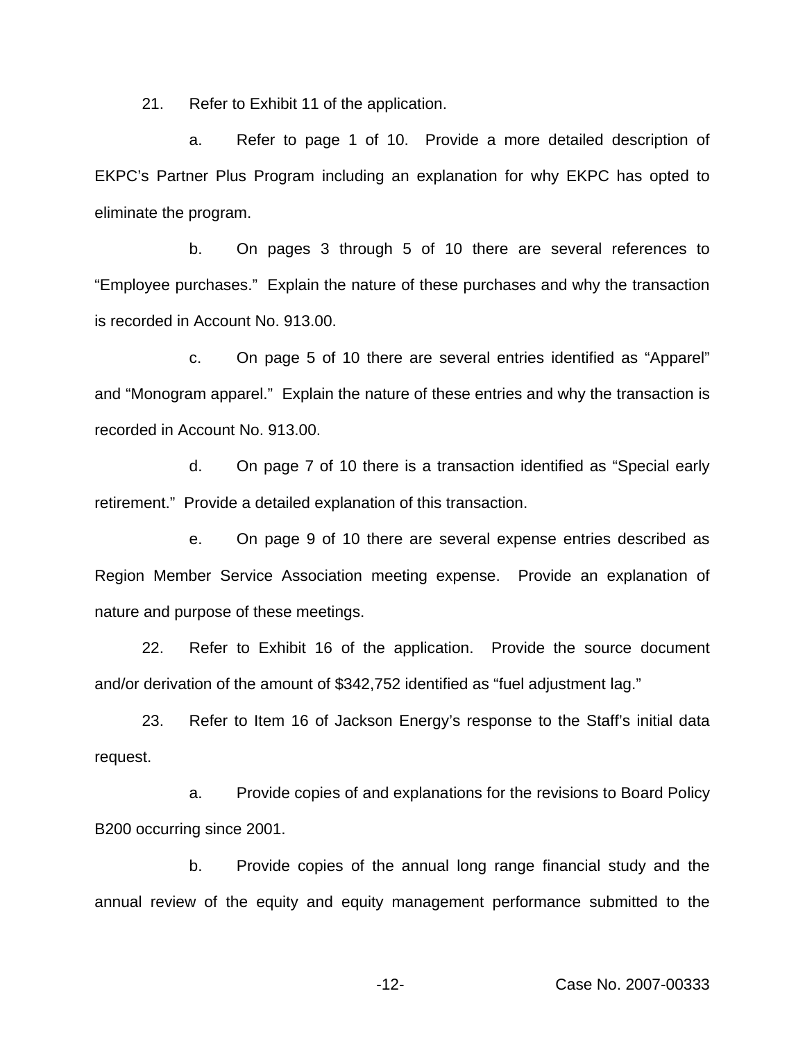21. Refer to Exhibit 11 of the application.

a. Refer to page 1 of 10. Provide a more detailed description of EKPC's Partner Plus Program including an explanation for why EKPC has opted to eliminate the program.

b. On pages 3 through 5 of 10 there are several references to "Employee purchases." Explain the nature of these purchases and why the transaction is recorded in Account No. 913.00.

c. On page 5 of 10 there are several entries identified as "Apparel" and "Monogram apparel." Explain the nature of these entries and why the transaction is recorded in Account No. 913.00.

d. On page 7 of 10 there is a transaction identified as "Special early retirement." Provide a detailed explanation of this transaction.

e. On page 9 of 10 there are several expense entries described as Region Member Service Association meeting expense. Provide an explanation of nature and purpose of these meetings.

22. Refer to Exhibit 16 of the application. Provide the source document and/or derivation of the amount of $342,752 identified as "fuel adjustment lag."

23. Refer to Item 16 of Jackson Energy's response to the Staff's initial data request.

a. Provide copies of and explanations for the revisions to Board Policy B200 occurring since 2001.

b. Provide copies of the annual long range financial study and the annual review of the equity and equity management performance submitted to the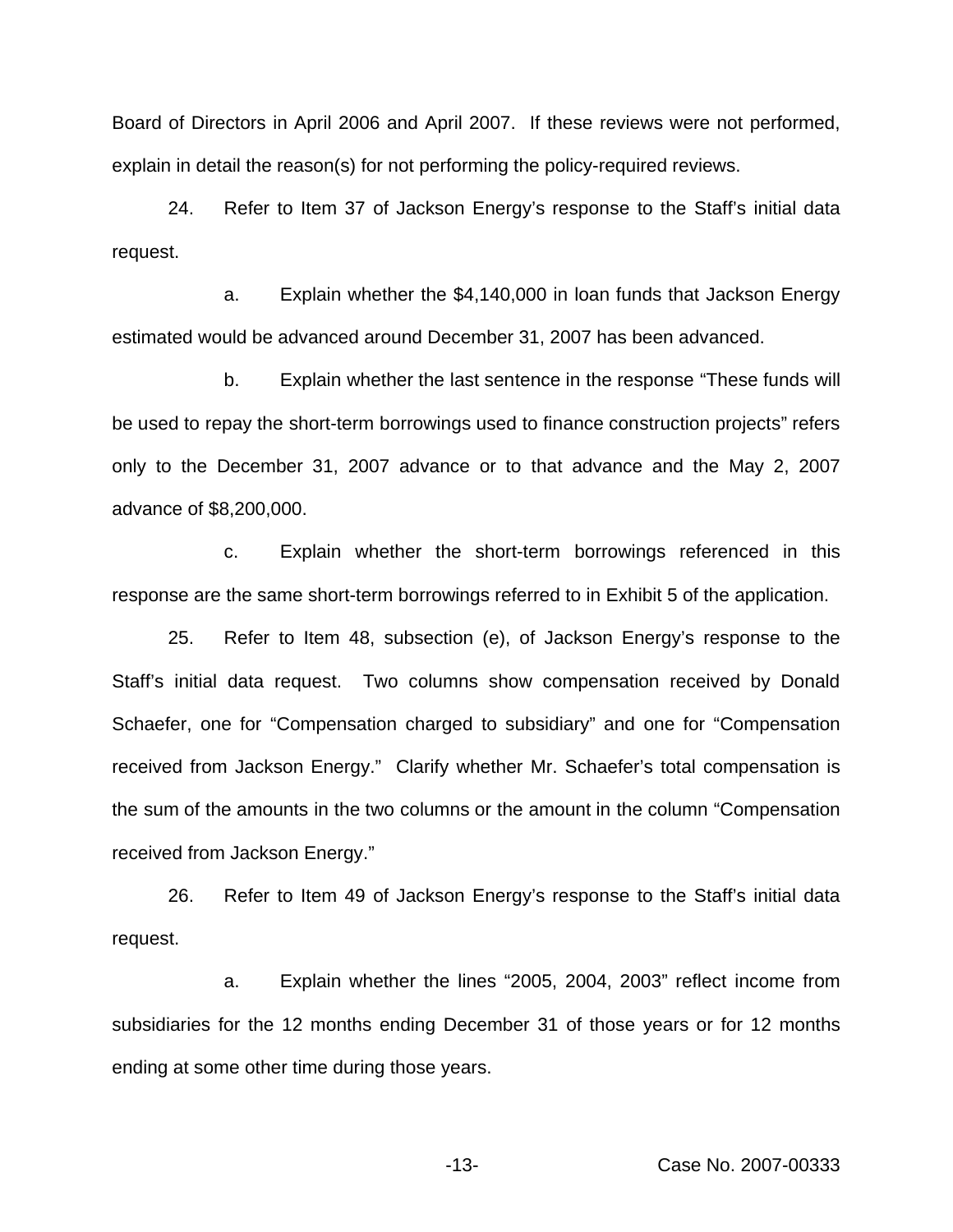Board of Directors in April 2006 and April 2007. If these reviews were not performed, explain in detail the reason(s) for not performing the policy-required reviews.

24. Refer to Item 37 of Jackson Energy's response to the Staff's initial data request.

a. Explain whether the $4,140,000 in loan funds that Jackson Energy estimated would be advanced around December 31, 2007 has been advanced.

b. Explain whether the last sentence in the response "These funds will be used to repay the short-term borrowings used to finance construction projects" refers only to the December 31, 2007 advance or to that advance and the May 2, 2007 advance of $8,200,000.

c. Explain whether the short-term borrowings referenced in this response are the same short-term borrowings referred to in Exhibit 5 of the application.

25. Refer to Item 48, subsection (e), of Jackson Energy's response to the Staff's initial data request. Two columns show compensation received by Donald Schaefer, one for "Compensation charged to subsidiary" and one for "Compensation received from Jackson Energy." Clarify whether Mr. Schaefer's total compensation is the sum of the amounts in the two columns or the amount in the column "Compensation received from Jackson Energy."

26. Refer to Item 49 of Jackson Energy's response to the Staff's initial data request.

a. Explain whether the lines "2005, 2004, 2003" reflect income from subsidiaries for the 12 months ending December 31 of those years or for 12 months ending at some other time during those years.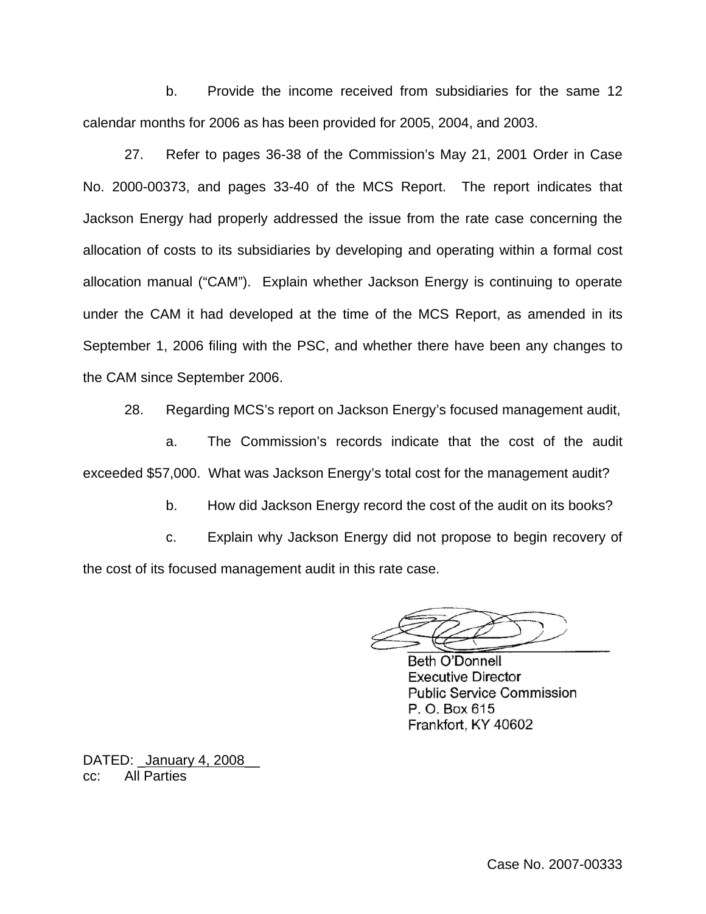b. Provide the income received from subsidiaries for the same 12 calendar months for 2006 as has been provided for 2005, 2004, and 2003.

27. Refer to pages 36-38 of the Commission's May 21, 2001 Order in Case No. 2000-00373, and pages 33-40 of the MCS Report. The report indicates that Jackson Energy had properly addressed the issue from the rate case concerning the allocation of costs to its subsidiaries by developing and operating within a formal cost allocation manual ("CAM"). Explain whether Jackson Energy is continuing to operate under the CAM it had developed at the time of the MCS Report, as amended in its September 1, 2006 filing with the PSC, and whether there have been any changes to the CAM since September 2006.

28. Regarding MCS's report on Jackson Energy's focused management audit,

a. The Commission's records indicate that the cost of the audit exceeded $57,000. What was Jackson Energy's total cost for the management audit?

b. How did Jackson Energy record the cost of the audit on its books?

c. Explain why Jackson Energy did not propose to begin recovery of the cost of its focused management audit in this rate case.

Beth O'Donnell
Executive Director
Public Service Commission
P. O. Box 615
Frankfort, KY 40602

DATED: January 4, 2008

cc: All Parties

Case No. 2007-00333